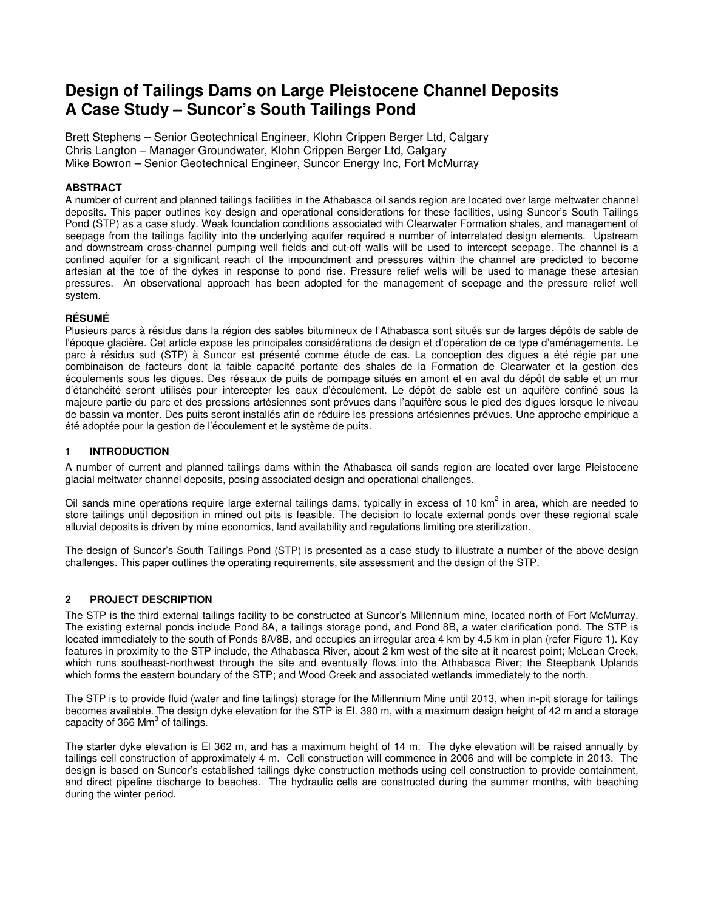# Design of Tailings Dams on Large Pleistocene Channel Deposits
# A Case Study – Suncor's South Tailings Pond

Brett Stephens – Senior Geotechnical Engineer, Klohn Crippen Berger Ltd, Calgary
Chris Langton – Manager Groundwater, Klohn Crippen Berger Ltd, Calgary
Mike Bowron – Senior Geotechnical Engineer, Suncor Energy Inc, Fort McMurray

**ABSTRACT**

A number of current and planned tailings facilities in the Athabasca oil sands region are located over large meltwater channel deposits. This paper outlines key design and operational considerations for these facilities, using Suncor's South Tailings Pond (STP) as a case study. Weak foundation conditions associated with Clearwater Formation shales, and management of seepage from the tailings facility into the underlying aquifer required a number of interrelated design elements. Upstream and downstream cross-channel pumping well fields and cut-off walls will be used to intercept seepage. The channel is a confined aquifer for a significant reach of the impoundment and pressures within the channel are predicted to become artesian at the toe of the dykes in response to pond rise. Pressure relief wells will be used to manage these artesian pressures. An observational approach has been adopted for the management of seepage and the pressure relief well system.

**RÉSUMÉ**

Plusieurs parcs à résidus dans la région des sables bitumineux de l'Athabasca sont situés sur de larges dépôts de sable de l'époque glacière. Cet article expose les principales considérations de design et d'opération de ce type d'aménagements. Le parc à résidus sud (STP) à Suncor est présenté comme étude de cas. La conception des digues a été régie par une combinaison de facteurs dont la faible capacité portante des shales de la Formation de Clearwater et la gestion des écoulements sous les digues. Des réseaux de puits de pompage situés en amont et en aval du dépôt de sable et un mur d'étanchéité seront utilisés pour intercepter les eaux d'écoulement. Le dépôt de sable est un aquifère confiné sous la majeure partie du parc et des pressions artésiennes sont prévues dans l'aquifère sous le pied des digues lorsque le niveau de bassin va monter. Des puits seront installés afin de réduire les pressions artésiennes prévues. Une approche empirique a été adoptée pour la gestion de l'écoulement et le système de puits.

## 1 INTRODUCTION

A number of current and planned tailings dams within the Athabasca oil sands region are located over large Pleistocene glacial meltwater channel deposits, posing associated design and operational challenges.

Oil sands mine operations require large external tailings dams, typically in excess of 10 km$^2$ in area, which are needed to store tailings until deposition in mined out pits is feasible. The decision to locate external ponds over these regional scale alluvial deposits is driven by mine economics, land availability and regulations limiting ore sterilization.

The design of Suncor's South Tailings Pond (STP) is presented as a case study to illustrate a number of the above design challenges. This paper outlines the operating requirements, site assessment and the design of the STP.

## 2 PROJECT DESCRIPTION

The STP is the third external tailings facility to be constructed at Suncor's Millennium mine, located north of Fort McMurray. The existing external ponds include Pond 8A, a tailings storage pond, and Pond 8B, a water clarification pond. The STP is located immediately to the south of Ponds 8A/8B, and occupies an irregular area 4 km by 4.5 km in plan (refer Figure 1). Key features in proximity to the STP include, the Athabasca River, about 2 km west of the site at it nearest point; McLean Creek, which runs southeast-northwest through the site and eventually flows into the Athabasca River; the Steepbank Uplands which forms the eastern boundary of the STP; and Wood Creek and associated wetlands immediately to the north.

The STP is to provide fluid (water and fine tailings) storage for the Millennium Mine until 2013, when in-pit storage for tailings becomes available. The design dyke elevation for the STP is El. 390 m, with a maximum design height of 42 m and a storage capacity of 366 Mm$^3$ of tailings.

The starter dyke elevation is El 362 m, and has a maximum height of 14 m. The dyke elevation will be raised annually by tailings cell construction of approximately 4 m. Cell construction will commence in 2006 and will be complete in 2013. The design is based on Suncor's established tailings dyke construction methods using cell construction to provide containment, and direct pipeline discharge to beaches. The hydraulic cells are constructed during the summer months, with beaching during the winter period.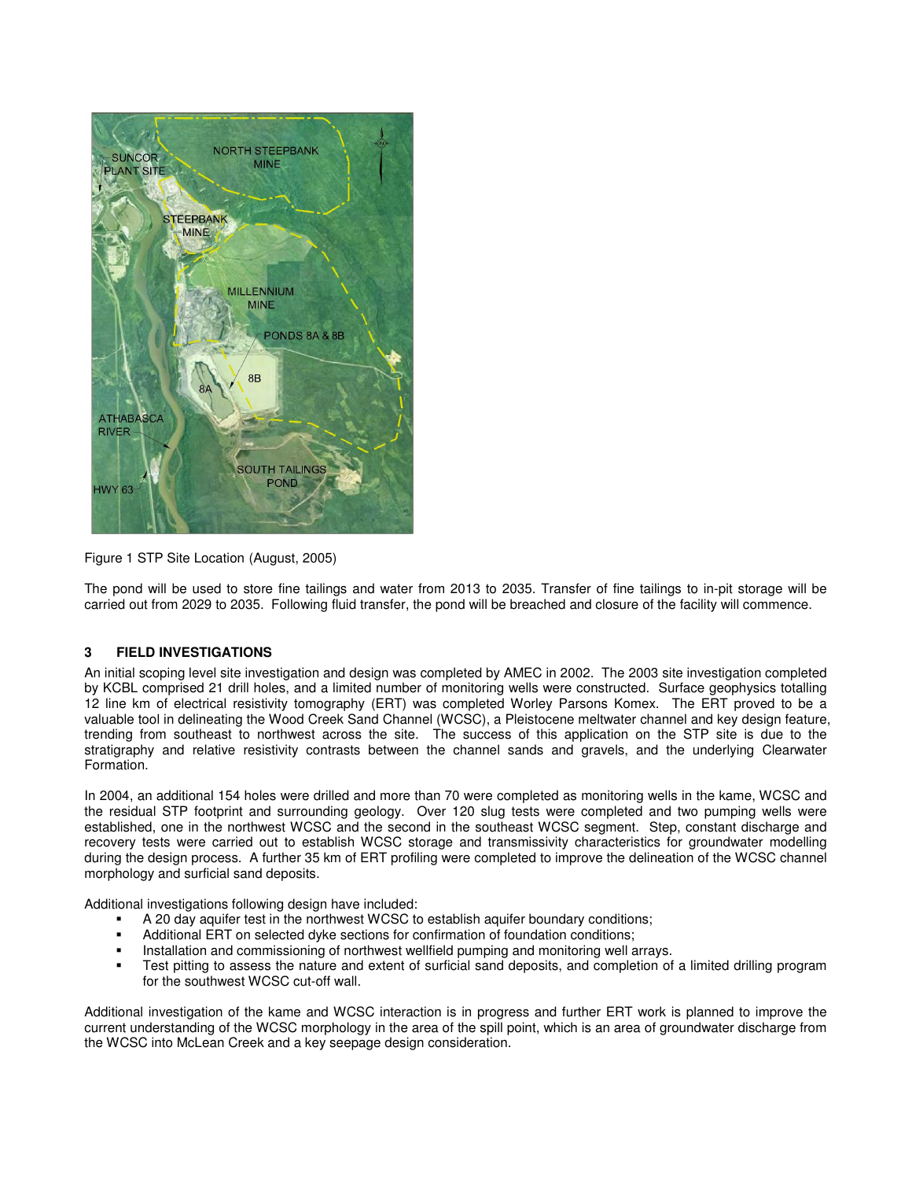Figure 1 STP Site Location (August, 2005)

The pond will be used to store fine tailings and water from 2013 to 2035. Transfer of fine tailings to in-pit storage will be carried out from 2029 to 2035. Following fluid transfer, the pond will be breached and closure of the facility will commence.

## 3 FIELD INVESTIGATIONS

An initial scoping level site investigation and design was completed by AMEC in 2002. The 2003 site investigation completed by KCBL comprised 21 drill holes, and a limited number of monitoring wells were constructed. Surface geophysics totalling 12 line km of electrical resistivity tomography (ERT) was completed Worley Parsons Komex. The ERT proved to be a valuable tool in delineating the Wood Creek Sand Channel (WCSC), a Pleistocene meltwater channel and key design feature, trending from southeast to northwest across the site. The success of this application on the STP site is due to the stratigraphy and relative resistivity contrasts between the channel sands and gravels, and the underlying Clearwater Formation.

In 2004, an additional 154 holes were drilled and more than 70 were completed as monitoring wells in the kame, WCSC and the residual STP footprint and surrounding geology. Over 120 slug tests were completed and two pumping wells were established, one in the northwest WCSC and the second in the southeast WCSC segment. Step, constant discharge and recovery tests were carried out to establish WCSC storage and transmissivity characteristics for groundwater modelling during the design process. A further 35 km of ERT profiling were completed to improve the delineation of the WCSC channel morphology and surficial sand deposits.

Additional investigations following design have included:

- A 20 day aquifer test in the northwest WCSC to establish aquifer boundary conditions;
- Additional ERT on selected dyke sections for confirmation of foundation conditions;
- Installation and commissioning of northwest wellfield pumping and monitoring well arrays.
- Test pitting to assess the nature and extent of surficial sand deposits, and completion of a limited drilling program for the southwest WCSC cut-off wall.

Additional investigation of the kame and WCSC interaction is in progress and further ERT work is planned to improve the current understanding of the WCSC morphology in the area of the spill point, which is an area of groundwater discharge from the WCSC into McLean Creek and a key seepage design consideration.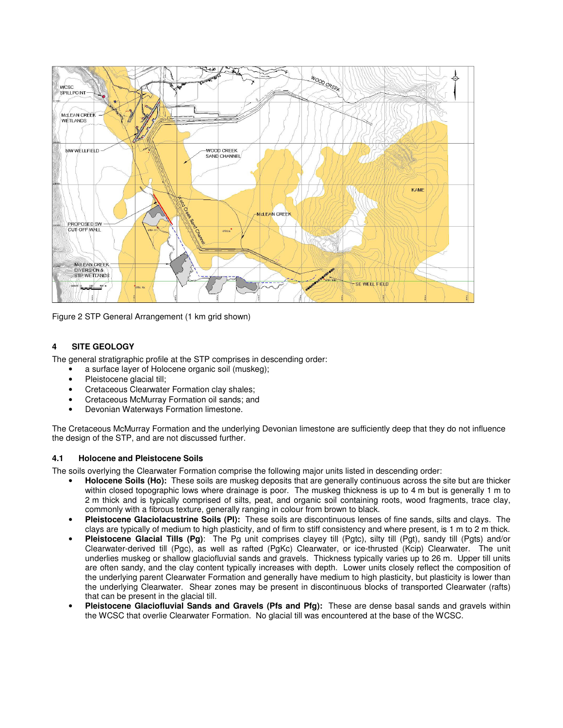Figure 2 STP General Arrangement (1 km grid shown)

## 4 SITE GEOLOGY

The general stratigraphic profile at the STP comprises in descending order:

- a surface layer of Holocene organic soil (muskeg);
- Pleistocene glacial till;
- Cretaceous Clearwater Formation clay shales;
- Cretaceous McMurray Formation oil sands; and
- Devonian Waterways Formation limestone.

The Cretaceous McMurray Formation and the underlying Devonian limestone are sufficiently deep that they do not influence the design of the STP, and are not discussed further.

### 4.1 Holocene and Pleistocene Soils

The soils overlying the Clearwater Formation comprise the following major units listed in descending order:

- **Holocene Soils (Ho):** These soils are muskeg deposits that are generally continuous across the site but are thicker within closed topographic lows where drainage is poor. The muskeg thickness is up to 4 m but is generally 1 m to 2 m thick and is typically comprised of silts, peat, and organic soil containing roots, wood fragments, trace clay, commonly with a fibrous texture, generally ranging in colour from brown to black.
- **Pleistocene Glaciolacustrine Soils (Pl):** These soils are discontinuous lenses of fine sands, silts and clays. The clays are typically of medium to high plasticity, and of firm to stiff consistency and where present, is 1 m to 2 m thick.
- **Pleistocene Glacial Tills (Pg)**: The Pg unit comprises clayey till (Pgtc), silty till (Pgt), sandy till (Pgts) and/or Clearwater-derived till (Pgc), as well as rafted (PgKc) Clearwater, or ice-thrusted (Kcip) Clearwater. The unit underlies muskeg or shallow glaciofluvial sands and gravels. Thickness typically varies up to 26 m. Upper till units are often sandy, and the clay content typically increases with depth. Lower units closely reflect the composition of the underlying parent Clearwater Formation and generally have medium to high plasticity, but plasticity is lower than the underlying Clearwater. Shear zones may be present in discontinuous blocks of transported Clearwater (rafts) that can be present in the glacial till.
- **Pleistocene Glaciofluvial Sands and Gravels (Pfs and Pfg):** These are dense basal sands and gravels within the WCSC that overlie Clearwater Formation. No glacial till was encountered at the base of the WCSC.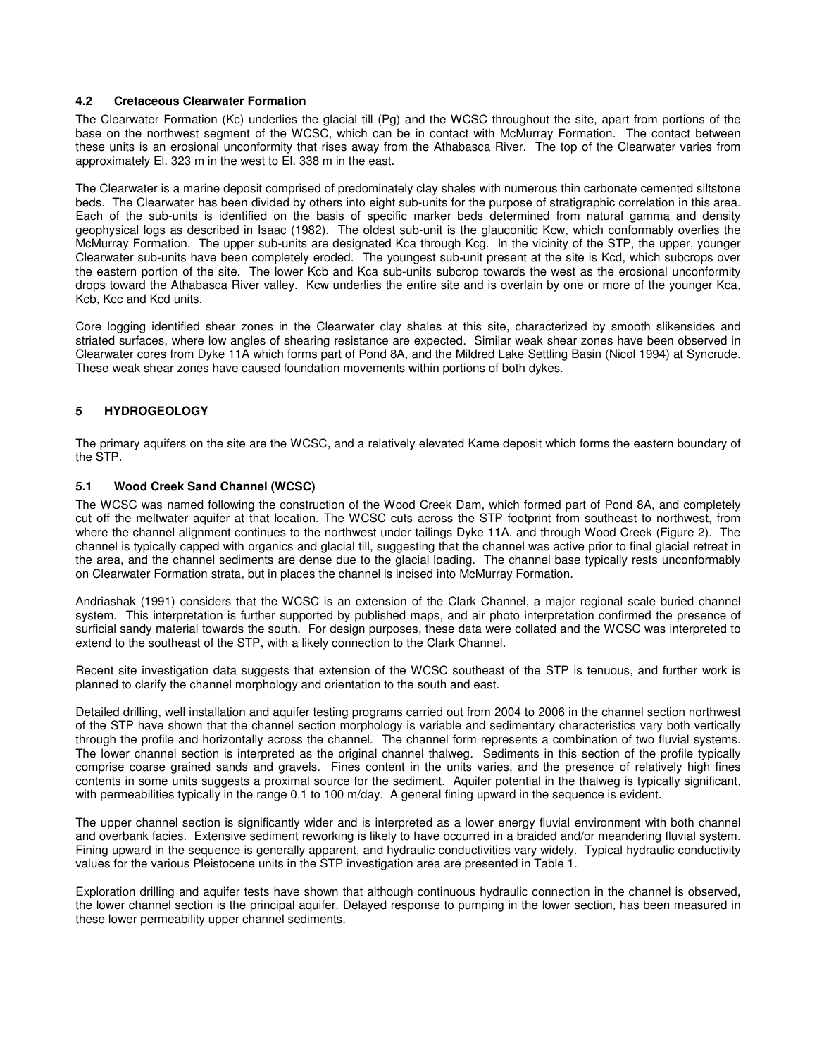### 4.2 Cretaceous Clearwater Formation

The Clearwater Formation (Kc) underlies the glacial till (Pg) and the WCSC throughout the site, apart from portions of the base on the northwest segment of the WCSC, which can be in contact with McMurray Formation. The contact between these units is an erosional unconformity that rises away from the Athabasca River. The top of the Clearwater varies from approximately El. 323 m in the west to El. 338 m in the east.

The Clearwater is a marine deposit comprised of predominately clay shales with numerous thin carbonate cemented siltstone beds. The Clearwater has been divided by others into eight sub-units for the purpose of stratigraphic correlation in this area. Each of the sub-units is identified on the basis of specific marker beds determined from natural gamma and density geophysical logs as described in Isaac (1982). The oldest sub-unit is the glauconitic Kcw, which conformably overlies the McMurray Formation. The upper sub-units are designated Kca through Kcg. In the vicinity of the STP, the upper, younger Clearwater sub-units have been completely eroded. The youngest sub-unit present at the site is Kcd, which subcrops over the eastern portion of the site. The lower Kcb and Kca sub-units subcrop towards the west as the erosional unconformity drops toward the Athabasca River valley. Kcw underlies the entire site and is overlain by one or more of the younger Kca, Kcb, Kcc and Kcd units.

Core logging identified shear zones in the Clearwater clay shales at this site, characterized by smooth slikensides and striated surfaces, where low angles of shearing resistance are expected. Similar weak shear zones have been observed in Clearwater cores from Dyke 11A which forms part of Pond 8A, and the Mildred Lake Settling Basin (Nicol 1994) at Syncrude. These weak shear zones have caused foundation movements within portions of both dykes.

## 5 HYDROGEOLOGY

The primary aquifers on the site are the WCSC, and a relatively elevated Kame deposit which forms the eastern boundary of the STP.

### 5.1 Wood Creek Sand Channel (WCSC)

The WCSC was named following the construction of the Wood Creek Dam, which formed part of Pond 8A, and completely cut off the meltwater aquifer at that location. The WCSC cuts across the STP footprint from southeast to northwest, from where the channel alignment continues to the northwest under tailings Dyke 11A, and through Wood Creek (Figure 2). The channel is typically capped with organics and glacial till, suggesting that the channel was active prior to final glacial retreat in the area, and the channel sediments are dense due to the glacial loading. The channel base typically rests unconformably on Clearwater Formation strata, but in places the channel is incised into McMurray Formation.

Andriashak (1991) considers that the WCSC is an extension of the Clark Channel, a major regional scale buried channel system. This interpretation is further supported by published maps, and air photo interpretation confirmed the presence of surficial sandy material towards the south. For design purposes, these data were collated and the WCSC was interpreted to extend to the southeast of the STP, with a likely connection to the Clark Channel.

Recent site investigation data suggests that extension of the WCSC southeast of the STP is tenuous, and further work is planned to clarify the channel morphology and orientation to the south and east.

Detailed drilling, well installation and aquifer testing programs carried out from 2004 to 2006 in the channel section northwest of the STP have shown that the channel section morphology is variable and sedimentary characteristics vary both vertically through the profile and horizontally across the channel. The channel form represents a combination of two fluvial systems. The lower channel section is interpreted as the original channel thalweg. Sediments in this section of the profile typically comprise coarse grained sands and gravels. Fines content in the units varies, and the presence of relatively high fines contents in some units suggests a proximal source for the sediment. Aquifer potential in the thalweg is typically significant, with permeabilities typically in the range 0.1 to 100 m/day. A general fining upward in the sequence is evident.

The upper channel section is significantly wider and is interpreted as a lower energy fluvial environment with both channel and overbank facies. Extensive sediment reworking is likely to have occurred in a braided and/or meandering fluvial system. Fining upward in the sequence is generally apparent, and hydraulic conductivities vary widely. Typical hydraulic conductivity values for the various Pleistocene units in the STP investigation area are presented in Table 1.

Exploration drilling and aquifer tests have shown that although continuous hydraulic connection in the channel is observed, the lower channel section is the principal aquifer. Delayed response to pumping in the lower section, has been measured in these lower permeability upper channel sediments.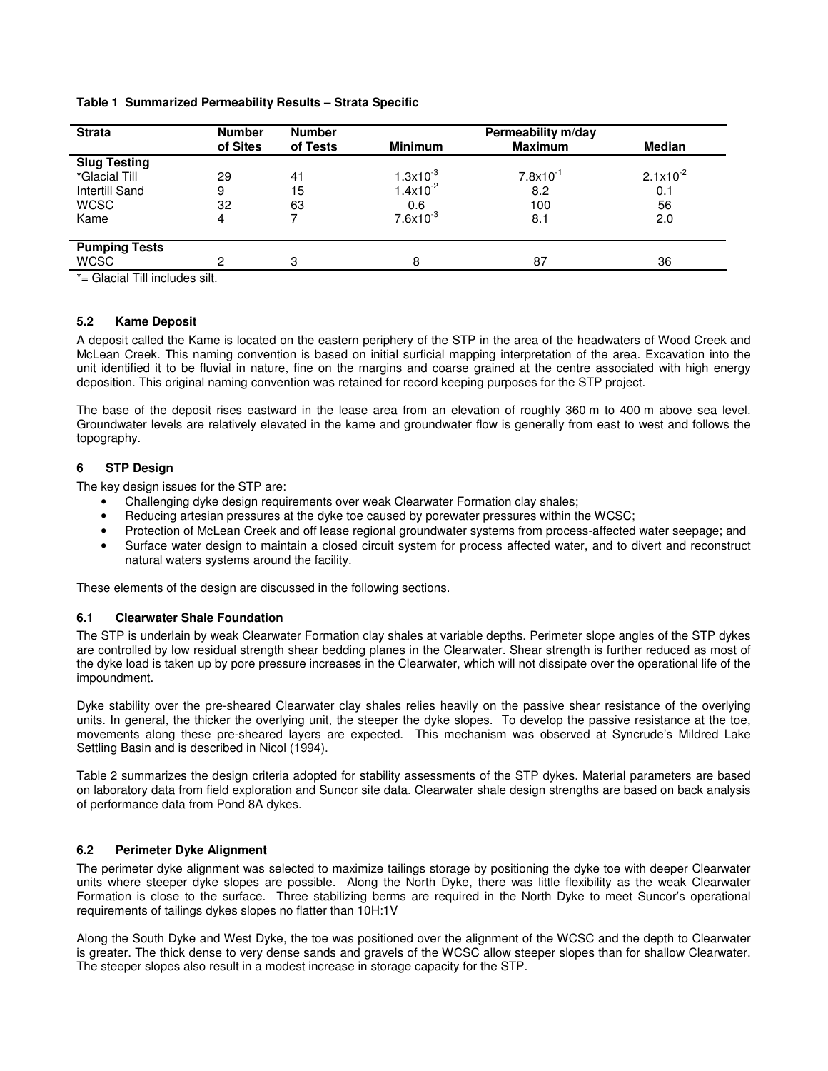**Table 1 Summarized Permeability Results – Strata Specific**

| Strata | Number of Sites | Number of Tests | Permeability m/day Minimum | Maximum | Median |
|---|---|---|---|---|---|
| **Slug Testing** | | | | | |
| *Glacial Till | 29 | 41 | $1.3x10^{-3}$ | $7.8x10^{-1}$ | $2.1x10^{-2}$ |
| Intertill Sand | 9 | 15 | $1.4x10^{-2}$ | 8.2 | 0.1 |
| WCSC | 32 | 63 | 0.6 | 100 | 56 |
| Kame | 4 | 7 | $7.6x10^{-3}$ | 8.1 | 2.0 |
| **Pumping Tests** | | | | | |
| WCSC | 2 | 3 | 8 | 87 | 36 |

*= Glacial Till includes silt.

### 5.2 Kame Deposit

A deposit called the Kame is located on the eastern periphery of the STP in the area of the headwaters of Wood Creek and McLean Creek. This naming convention is based on initial surficial mapping interpretation of the area. Excavation into the unit identified it to be fluvial in nature, fine on the margins and coarse grained at the centre associated with high energy deposition. This original naming convention was retained for record keeping purposes for the STP project.

The base of the deposit rises eastward in the lease area from an elevation of roughly 360 m to 400 m above sea level. Groundwater levels are relatively elevated in the kame and groundwater flow is generally from east to west and follows the topography.

## 6 STP Design

The key design issues for the STP are:

- Challenging dyke design requirements over weak Clearwater Formation clay shales;
- Reducing artesian pressures at the dyke toe caused by porewater pressures within the WCSC;
- Protection of McLean Creek and off lease regional groundwater systems from process-affected water seepage; and
- Surface water design to maintain a closed circuit system for process affected water, and to divert and reconstruct natural waters systems around the facility.

These elements of the design are discussed in the following sections.

### 6.1 Clearwater Shale Foundation

The STP is underlain by weak Clearwater Formation clay shales at variable depths. Perimeter slope angles of the STP dykes are controlled by low residual strength shear bedding planes in the Clearwater. Shear strength is further reduced as most of the dyke load is taken up by pore pressure increases in the Clearwater, which will not dissipate over the operational life of the impoundment.

Dyke stability over the pre-sheared Clearwater clay shales relies heavily on the passive shear resistance of the overlying units. In general, the thicker the overlying unit, the steeper the dyke slopes. To develop the passive resistance at the toe, movements along these pre-sheared layers are expected. This mechanism was observed at Syncrude's Mildred Lake Settling Basin and is described in Nicol (1994).

Table 2 summarizes the design criteria adopted for stability assessments of the STP dykes. Material parameters are based on laboratory data from field exploration and Suncor site data. Clearwater shale design strengths are based on back analysis of performance data from Pond 8A dykes.

### 6.2 Perimeter Dyke Alignment

The perimeter dyke alignment was selected to maximize tailings storage by positioning the dyke toe with deeper Clearwater units where steeper dyke slopes are possible. Along the North Dyke, there was little flexibility as the weak Clearwater Formation is close to the surface. Three stabilizing berms are required in the North Dyke to meet Suncor's operational requirements of tailings dykes slopes no flatter than 10H:1V

Along the South Dyke and West Dyke, the toe was positioned over the alignment of the WCSC and the depth to Clearwater is greater. The thick dense to very dense sands and gravels of the WCSC allow steeper slopes than for shallow Clearwater. The steeper slopes also result in a modest increase in storage capacity for the STP.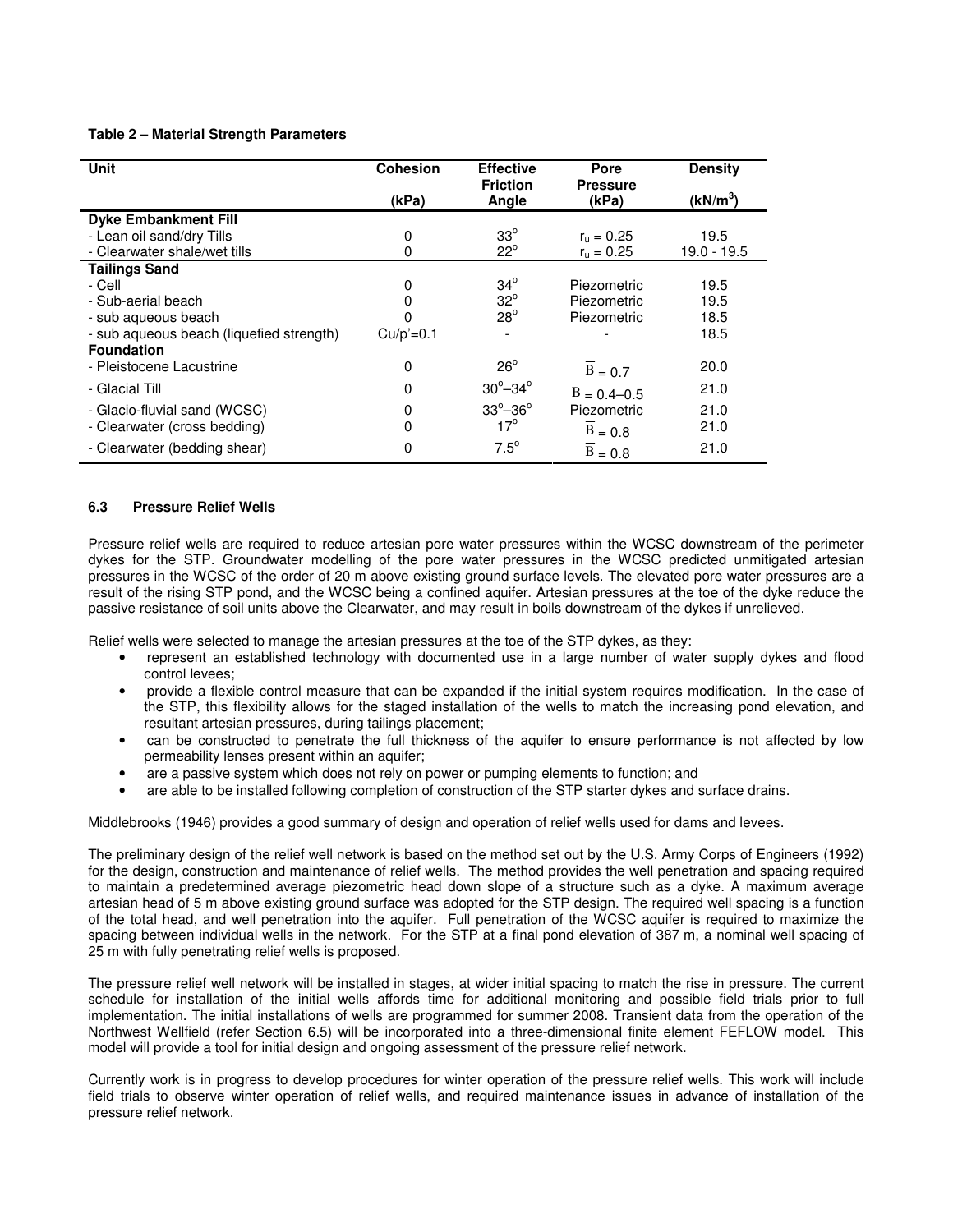**Table 2 – Material Strength Parameters**

| Unit | Cohesion (kPa) | Effective Friction Angle | Pore Pressure (kPa) | Density (kN/m$^3$) |
|---|---|---|---|---|
| **Dyke Embankment Fill** | | | | |
| - Lean oil sand/dry Tills | 0 | 33$^o$ | $r_u = 0.25$ | 19.5 |
| - Clearwater shale/wet tills | 0 | 22$^o$ | $r_u = 0.25$ | 19.0 - 19.5 |
| **Tailings Sand** | | | | |
| - Cell | 0 | 34$^o$ | Piezometric | 19.5 |
| - Sub-aerial beach | 0 | 32$^o$ | Piezometric | 19.5 |
| - sub aqueous beach | 0 | 28$^o$ | Piezometric | 18.5 |
| - sub aqueous beach (liquefied strength) | Cu/p'=0.1 | - | - | 18.5 |
| **Foundation** | | | | |
| - Pleistocene Lacustrine | 0 | 26$^o$ | $\overline{B} = 0.7$ | 20.0 |
| - Glacial Till | 0 | 30$^o$–34$^o$ | $\overline{B} = 0.4–0.5$ | 21.0 |
| - Glacio-fluvial sand (WCSC) | 0 | 33$^o$–36$^o$ | Piezometric | 21.0 |
| - Clearwater (cross bedding) | 0 | 17$^o$ | $\overline{B} = 0.8$ | 21.0 |
| - Clearwater (bedding shear) | 0 | 7.5$^o$ | $\overline{B} = 0.8$ | 21.0 |

### 6.3 Pressure Relief Wells

Pressure relief wells are required to reduce artesian pore water pressures within the WCSC downstream of the perimeter dykes for the STP. Groundwater modelling of the pore water pressures in the WCSC predicted unmitigated artesian pressures in the WCSC of the order of 20 m above existing ground surface levels. The elevated pore water pressures are a result of the rising STP pond, and the WCSC being a confined aquifer. Artesian pressures at the toe of the dyke reduce the passive resistance of soil units above the Clearwater, and may result in boils downstream of the dykes if unrelieved.

Relief wells were selected to manage the artesian pressures at the toe of the STP dykes, as they:

- represent an established technology with documented use in a large number of water supply dykes and flood control levees;
- provide a flexible control measure that can be expanded if the initial system requires modification. In the case of the STP, this flexibility allows for the staged installation of the wells to match the increasing pond elevation, and resultant artesian pressures, during tailings placement;
- can be constructed to penetrate the full thickness of the aquifer to ensure performance is not affected by low permeability lenses present within an aquifer;
- are a passive system which does not rely on power or pumping elements to function; and
- are able to be installed following completion of construction of the STP starter dykes and surface drains.

Middlebrooks (1946) provides a good summary of design and operation of relief wells used for dams and levees.

The preliminary design of the relief well network is based on the method set out by the U.S. Army Corps of Engineers (1992) for the design, construction and maintenance of relief wells. The method provides the well penetration and spacing required to maintain a predetermined average piezometric head down slope of a structure such as a dyke. A maximum average artesian head of 5 m above existing ground surface was adopted for the STP design. The required well spacing is a function of the total head, and well penetration into the aquifer. Full penetration of the WCSC aquifer is required to maximize the spacing between individual wells in the network. For the STP at a final pond elevation of 387 m, a nominal well spacing of 25 m with fully penetrating relief wells is proposed.

The pressure relief well network will be installed in stages, at wider initial spacing to match the rise in pressure. The current schedule for installation of the initial wells affords time for additional monitoring and possible field trials prior to full implementation. The initial installations of wells are programmed for summer 2008. Transient data from the operation of the Northwest Wellfield (refer Section 6.5) will be incorporated into a three-dimensional finite element FEFLOW model. This model will provide a tool for initial design and ongoing assessment of the pressure relief network.

Currently work is in progress to develop procedures for winter operation of the pressure relief wells. This work will include field trials to observe winter operation of relief wells, and required maintenance issues in advance of installation of the pressure relief network.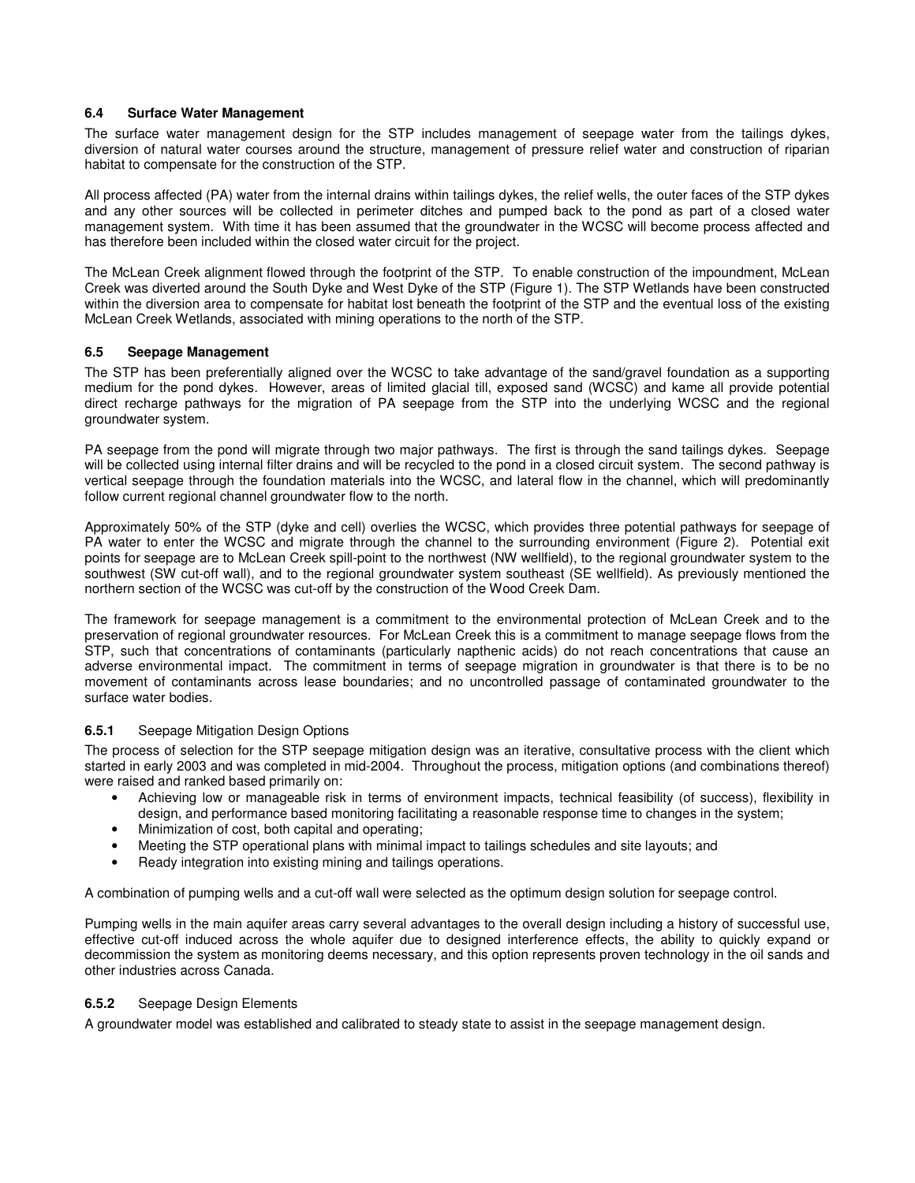### 6.4 Surface Water Management

The surface water management design for the STP includes management of seepage water from the tailings dykes, diversion of natural water courses around the structure, management of pressure relief water and construction of riparian habitat to compensate for the construction of the STP.

All process affected (PA) water from the internal drains within tailings dykes, the relief wells, the outer faces of the STP dykes and any other sources will be collected in perimeter ditches and pumped back to the pond as part of a closed water management system. With time it has been assumed that the groundwater in the WCSC will become process affected and has therefore been included within the closed water circuit for the project.

The McLean Creek alignment flowed through the footprint of the STP. To enable construction of the impoundment, McLean Creek was diverted around the South Dyke and West Dyke of the STP (Figure 1). The STP Wetlands have been constructed within the diversion area to compensate for habitat lost beneath the footprint of the STP and the eventual loss of the existing McLean Creek Wetlands, associated with mining operations to the north of the STP.

### 6.5 Seepage Management

The STP has been preferentially aligned over the WCSC to take advantage of the sand/gravel foundation as a supporting medium for the pond dykes. However, areas of limited glacial till, exposed sand (WCSC) and kame all provide potential direct recharge pathways for the migration of PA seepage from the STP into the underlying WCSC and the regional groundwater system.

PA seepage from the pond will migrate through two major pathways. The first is through the sand tailings dykes. Seepage will be collected using internal filter drains and will be recycled to the pond in a closed circuit system. The second pathway is vertical seepage through the foundation materials into the WCSC, and lateral flow in the channel, which will predominantly follow current regional channel groundwater flow to the north.

Approximately 50% of the STP (dyke and cell) overlies the WCSC, which provides three potential pathways for seepage of PA water to enter the WCSC and migrate through the channel to the surrounding environment (Figure 2). Potential exit points for seepage are to McLean Creek spill-point to the northwest (NW wellfield), to the regional groundwater system to the southwest (SW cut-off wall), and to the regional groundwater system southeast (SE wellfield). As previously mentioned the northern section of the WCSC was cut-off by the construction of the Wood Creek Dam.

The framework for seepage management is a commitment to the environmental protection of McLean Creek and to the preservation of regional groundwater resources. For McLean Creek this is a commitment to manage seepage flows from the STP, such that concentrations of contaminants (particularly napthenic acids) do not reach concentrations that cause an adverse environmental impact. The commitment in terms of seepage migration in groundwater is that there is to be no movement of contaminants across lease boundaries; and no uncontrolled passage of contaminated groundwater to the surface water bodies.

#### 6.5.1 Seepage Mitigation Design Options

The process of selection for the STP seepage mitigation design was an iterative, consultative process with the client which started in early 2003 and was completed in mid-2004. Throughout the process, mitigation options (and combinations thereof) were raised and ranked based primarily on:

- Achieving low or manageable risk in terms of environment impacts, technical feasibility (of success), flexibility in design, and performance based monitoring facilitating a reasonable response time to changes in the system;
- Minimization of cost, both capital and operating;
- Meeting the STP operational plans with minimal impact to tailings schedules and site layouts; and
- Ready integration into existing mining and tailings operations.

A combination of pumping wells and a cut-off wall were selected as the optimum design solution for seepage control.

Pumping wells in the main aquifer areas carry several advantages to the overall design including a history of successful use, effective cut-off induced across the whole aquifer due to designed interference effects, the ability to quickly expand or decommission the system as monitoring deems necessary, and this option represents proven technology in the oil sands and other industries across Canada.

#### 6.5.2 Seepage Design Elements

A groundwater model was established and calibrated to steady state to assist in the seepage management design.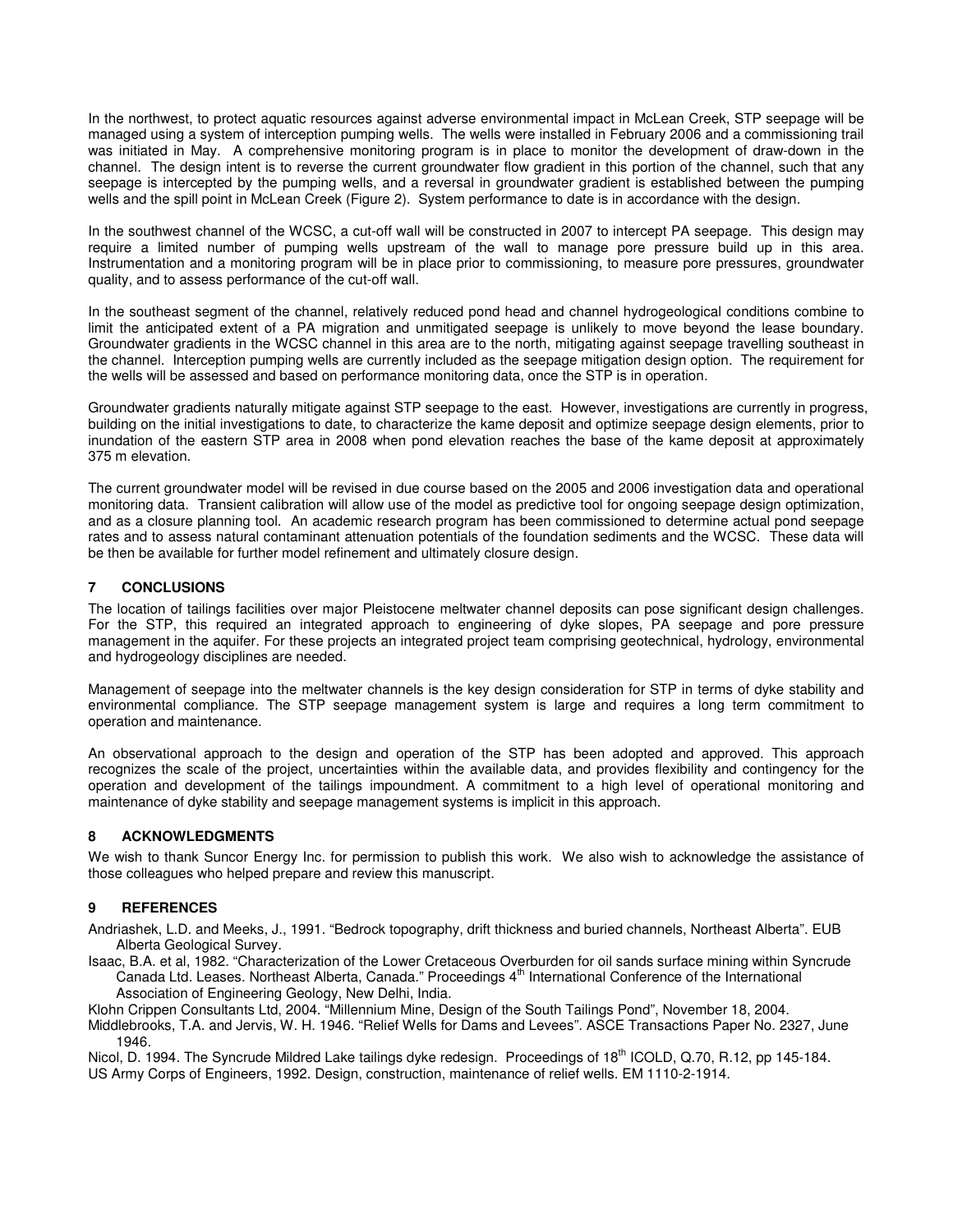In the northwest, to protect aquatic resources against adverse environmental impact in McLean Creek, STP seepage will be managed using a system of interception pumping wells. The wells were installed in February 2006 and a commissioning trail was initiated in May. A comprehensive monitoring program is in place to monitor the development of draw-down in the channel. The design intent is to reverse the current groundwater flow gradient in this portion of the channel, such that any seepage is intercepted by the pumping wells, and a reversal in groundwater gradient is established between the pumping wells and the spill point in McLean Creek (Figure 2). System performance to date is in accordance with the design.

In the southwest channel of the WCSC, a cut-off wall will be constructed in 2007 to intercept PA seepage. This design may require a limited number of pumping wells upstream of the wall to manage pore pressure build up in this area. Instrumentation and a monitoring program will be in place prior to commissioning, to measure pore pressures, groundwater quality, and to assess performance of the cut-off wall.

In the southeast segment of the channel, relatively reduced pond head and channel hydrogeological conditions combine to limit the anticipated extent of a PA migration and unmitigated seepage is unlikely to move beyond the lease boundary. Groundwater gradients in the WCSC channel in this area are to the north, mitigating against seepage travelling southeast in the channel. Interception pumping wells are currently included as the seepage mitigation design option. The requirement for the wells will be assessed and based on performance monitoring data, once the STP is in operation.

Groundwater gradients naturally mitigate against STP seepage to the east. However, investigations are currently in progress, building on the initial investigations to date, to characterize the kame deposit and optimize seepage design elements, prior to inundation of the eastern STP area in 2008 when pond elevation reaches the base of the kame deposit at approximately 375 m elevation.

The current groundwater model will be revised in due course based on the 2005 and 2006 investigation data and operational monitoring data. Transient calibration will allow use of the model as predictive tool for ongoing seepage design optimization, and as a closure planning tool. An academic research program has been commissioned to determine actual pond seepage rates and to assess natural contaminant attenuation potentials of the foundation sediments and the WCSC. These data will be then be available for further model refinement and ultimately closure design.

## 7 CONCLUSIONS

The location of tailings facilities over major Pleistocene meltwater channel deposits can pose significant design challenges. For the STP, this required an integrated approach to engineering of dyke slopes, PA seepage and pore pressure management in the aquifer. For these projects an integrated project team comprising geotechnical, hydrology, environmental and hydrogeology disciplines are needed.

Management of seepage into the meltwater channels is the key design consideration for STP in terms of dyke stability and environmental compliance. The STP seepage management system is large and requires a long term commitment to operation and maintenance.

An observational approach to the design and operation of the STP has been adopted and approved. This approach recognizes the scale of the project, uncertainties within the available data, and provides flexibility and contingency for the operation and development of the tailings impoundment. A commitment to a high level of operational monitoring and maintenance of dyke stability and seepage management systems is implicit in this approach.

## 8 ACKNOWLEDGMENTS

We wish to thank Suncor Energy Inc. for permission to publish this work. We also wish to acknowledge the assistance of those colleagues who helped prepare and review this manuscript.

## 9 REFERENCES

Andriashek, L.D. and Meeks, J., 1991. "Bedrock topography, drift thickness and buried channels, Northeast Alberta". EUB Alberta Geological Survey.

Isaac, B.A. et al, 1982. "Characterization of the Lower Cretaceous Overburden for oil sands surface mining within Syncrude Canada Ltd. Leases. Northeast Alberta, Canada." Proceedings 4th International Conference of the International Association of Engineering Geology, New Delhi, India.

Klohn Crippen Consultants Ltd, 2004. "Millennium Mine, Design of the South Tailings Pond", November 18, 2004.

Middlebrooks, T.A. and Jervis, W. H. 1946. "Relief Wells for Dams and Levees". ASCE Transactions Paper No. 2327, June 1946.

Nicol, D. 1994. The Syncrude Mildred Lake tailings dyke redesign. Proceedings of 18th ICOLD, Q.70, R.12, pp 145-184.

US Army Corps of Engineers, 1992. Design, construction, maintenance of relief wells. EM 1110-2-1914.